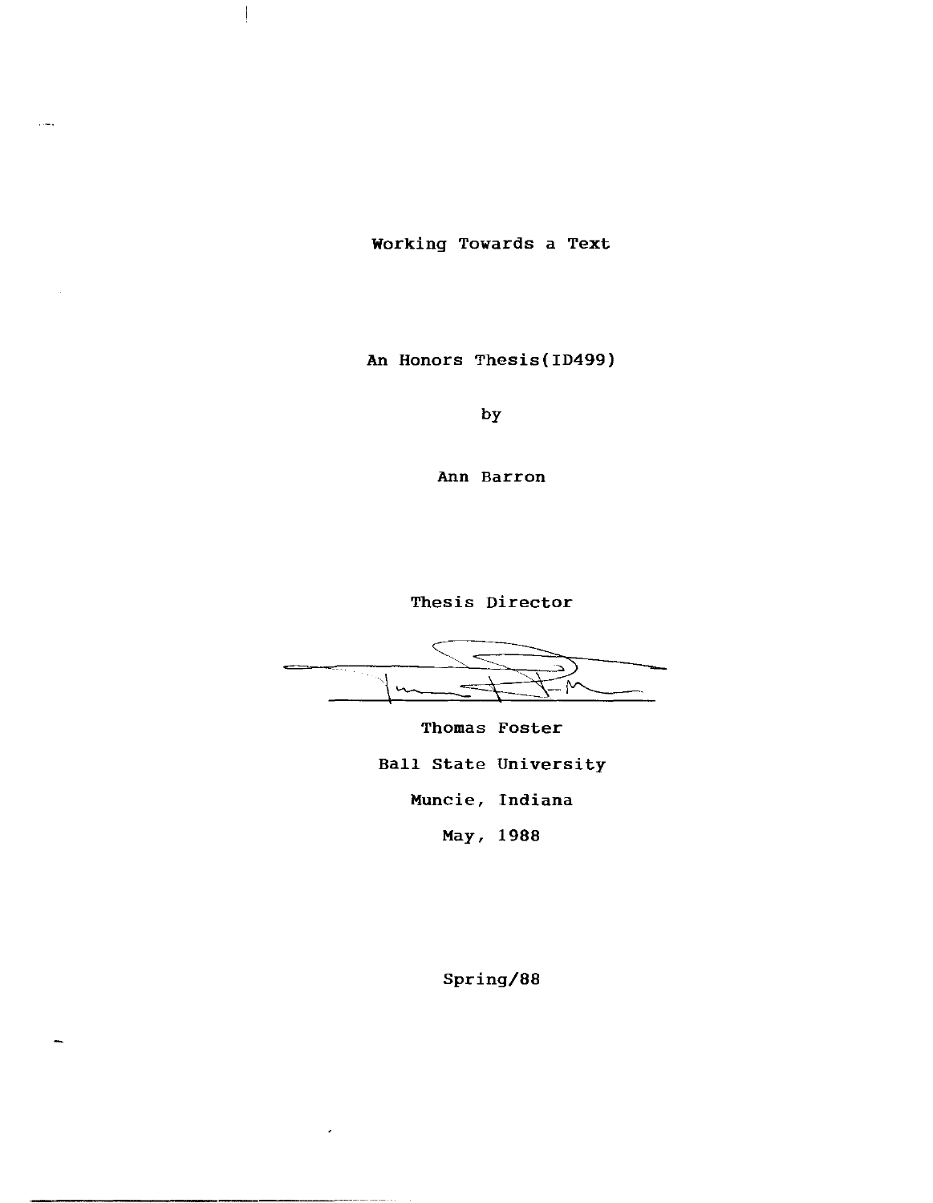# Working Towards a Text

An Honors Thesis(ID499)

by

Ann Barron

Thesis Director

Thomas Foster

Ball State University

Muncie, Indiana

May, 1988

Spring/88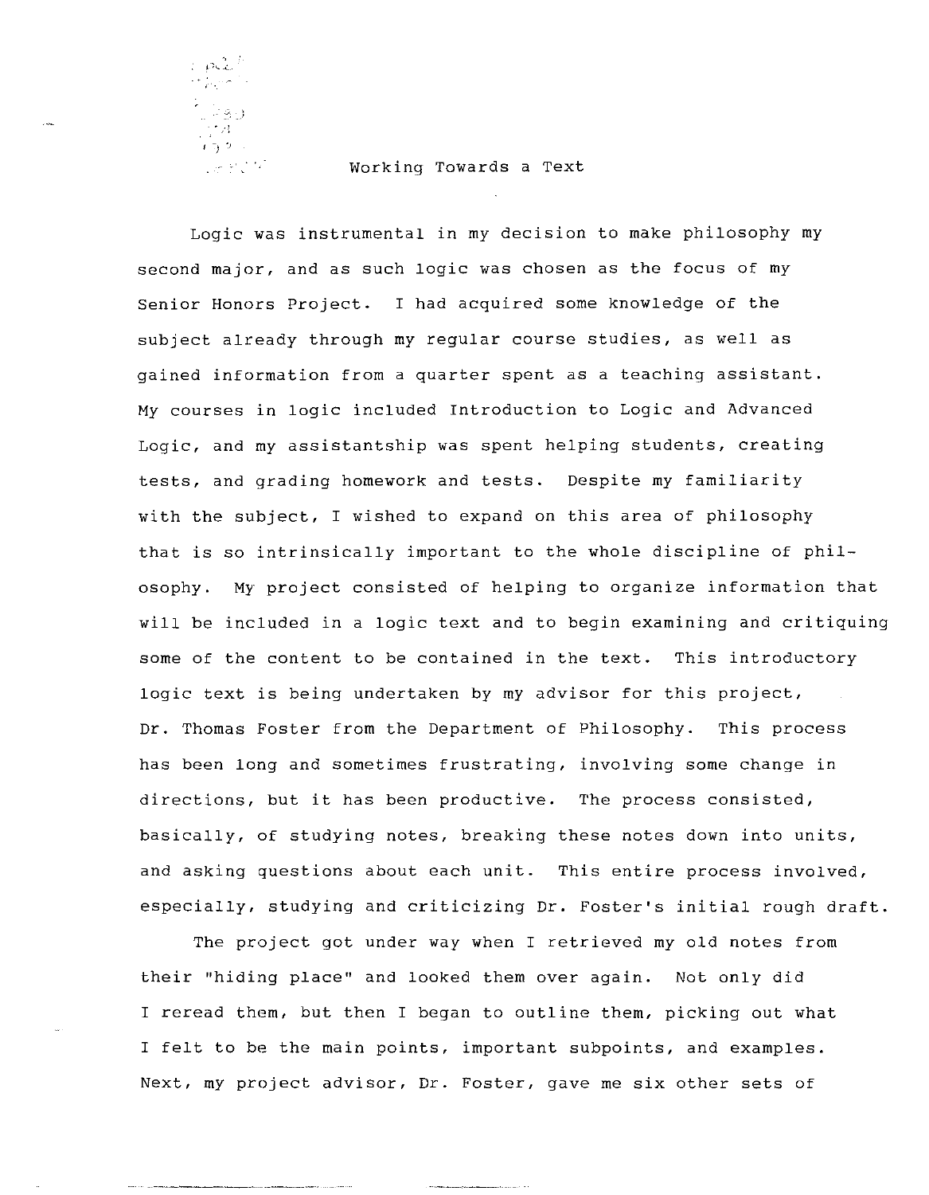# Working Towards a Text

Logic was instrumental in my decision to make philosophy my second major, and as such logic was chosen as the focus of my Senior Honors Project. I had acquired some knowledge of the subject already through my regular course studies, as well as gained information from a quarter spent as a teaching assistant. My courses in logic included Introduction to Logic and Advanced Logic, and my assistantship was spent helping students, creating tests, and grading homework and tests. Despite my familiarity with the subject, I wished to expand on this area of philosophy that is so intrinsically important to the whole discipline of philosophy. My project consisted of helping to organize information that will be included in a logic text and to begin examining and critiquing some of the content to be contained in the text. This introductory logic text is being undertaken by my advisor for this project, Dr. Thomas Foster from the Department of Philosophy. This process has been long and sometimes frustrating, involving some change in directions, but it has been productive. The process consisted, basically, of studying notes, breaking these notes down into units, and asking questions about each unit. This entire process involved, especially, studying and criticizing Dr. Foster's initial rough draft.

The project got under way when I retrieved my old notes from their "hiding place" and looked them over again. Not only did I reread them, but then I began to outline them, picking out what I felt to be the main points, important subpoints, and examples. Next, my project advisor, Dr. Foster, gave me six other sets of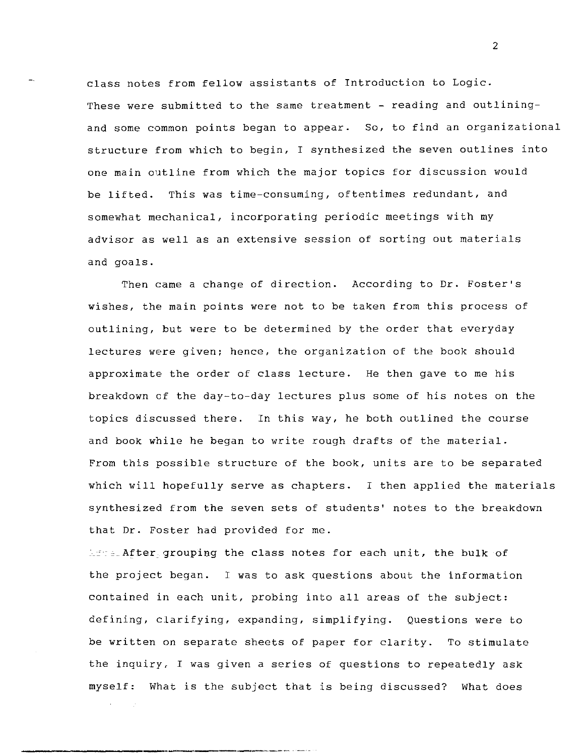class notes from fellow assistants of Introduction to Logic. These were submitted to the same treatment - reading and outlining- and some common points began to appear. So, to find an organizational structure from which to begin, I synthesized the seven outlines into one main outline from which the major topics for discussion would be lifted. This was time-consuming, oftentimes redundant, and somewhat mechanical, incorporating periodic meetings with my advisor as well as an extensive session of sorting out materials and goals.

Then came a change of direction. According to Dr. Foster's wishes, the main points were not to be taken from this process of outlining, but were to be determined by the order that everyday lectures were given; hence, the organization of the book should approximate the order of class lecture. He then gave to me his breakdown of the day-to-day lectures plus some of his notes on the topics discussed there. In this way, he both outlined the course and book while he began to write rough drafts of the material. From this possible structure of the book, units are to be separated which will hopefully serve as chapters. I then applied the materials synthesized from the seven sets of students' notes to the breakdown that Dr. Foster had provided for me.

After grouping the class notes for each unit, the bulk of the project began. I was to ask questions about the information contained in each unit, probing into all areas of the subject: defining, clarifying, expanding, simplifying. Questions were to be written on separate sheets of paper for clarity. To stimulate the inquiry, I was given a series of questions to repeatedly ask myself: What is the subject that is being discussed? What does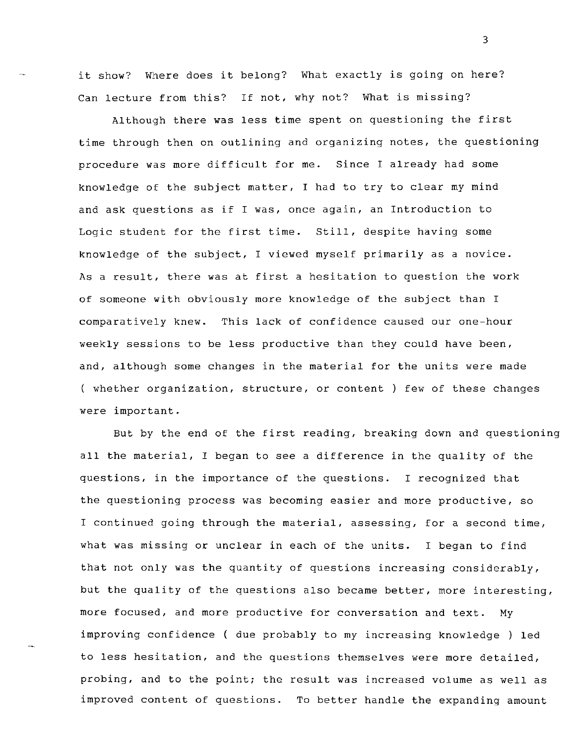it show? Where does it belong? What exactly is going on here? Can lecture from this? If not, why not? What is missing?

Although there was less time spent on questioning the first time through then on outlining and organizing notes, the questioning procedure was more difficult for me. Since I already had some knowledge of the subject matter, I had to try to clear my mind and ask questions as if I was, once again, an Introduction to Logic student for the first time. Still, despite having some knowledge of the subject, I viewed myself primarily as a novice. As a result, there was at first a hesitation to question the work of someone with obviously more knowledge of the subject than I comparatively knew. This lack of confidence caused our one-hour weekly sessions to be less productive than they could have been, and, although some changes in the material for the units were made ( whether organization, structure, or content ) few of these changes were important.

But by the end of the first reading, breaking down and questioning all the material, I began to see a difference in the quality of the questions, in the importance of the questions. I recognized that the questioning process was becoming easier and more productive, so I continued going through the material, assessing, for a second time, what was missing or unclear in each of the units. I began to find that not only was the quantity of questions increasing considerably, but the quality of the questions also became better, more interesting, more focused, and more productive for conversation and text. My improving confidence ( due probably to my increasing knowledge ) led to less hesitation, and the questions themselves were more detailed, probing, and to the point; the result was increased volume as well as improved content of questions. To better handle the expanding amount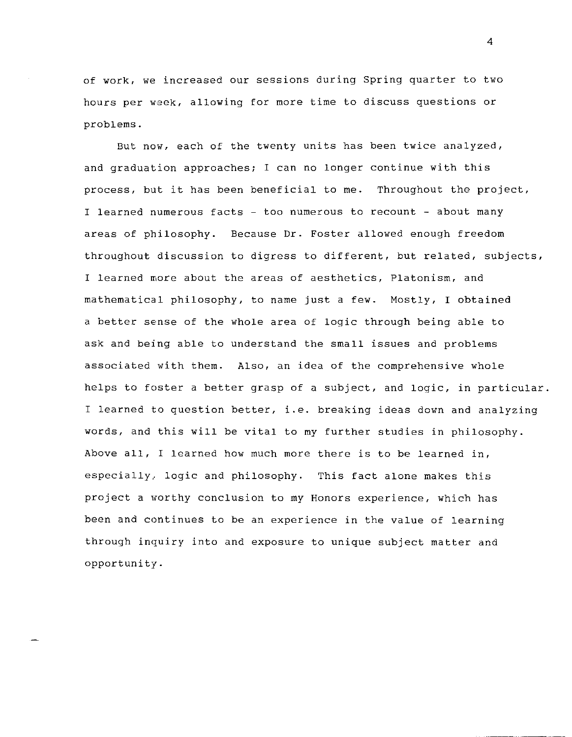of work, we increased our sessions during Spring quarter to two hours per week, allowing for more time to discuss questions or problems.

But now, each of the twenty units has been twice analyzed, and graduation approaches; I can no longer continue with this process, but it has been beneficial to me. Throughout the project, I learned numerous facts - too numerous to recount - about many areas of philosophy. Because Dr. Foster allowed enough freedom throughout discussion to digress to different, but related, subjects, I learned more about the areas of aesthetics, Platonism, and mathematical philosophy, to name just a few. Mostly, I obtained a better sense of the whole area of logic through being able to ask and being able to understand the small issues and problems associated with them. Also, an idea of the comprehensive whole helps to foster a better grasp of a subject, and logic, in particular. I learned to question better, i.e. breaking ideas down and analyzing words, and this will be vital to my further studies in philosophy. Above all, I learned how much more there is to be learned in, especially, logic and philosophy. This fact alone makes this project a worthy conclusion to my Honors experience, which has been and continues to be an experience in the value of learning through inquiry into and exposure to unique subject matter and opportunity.